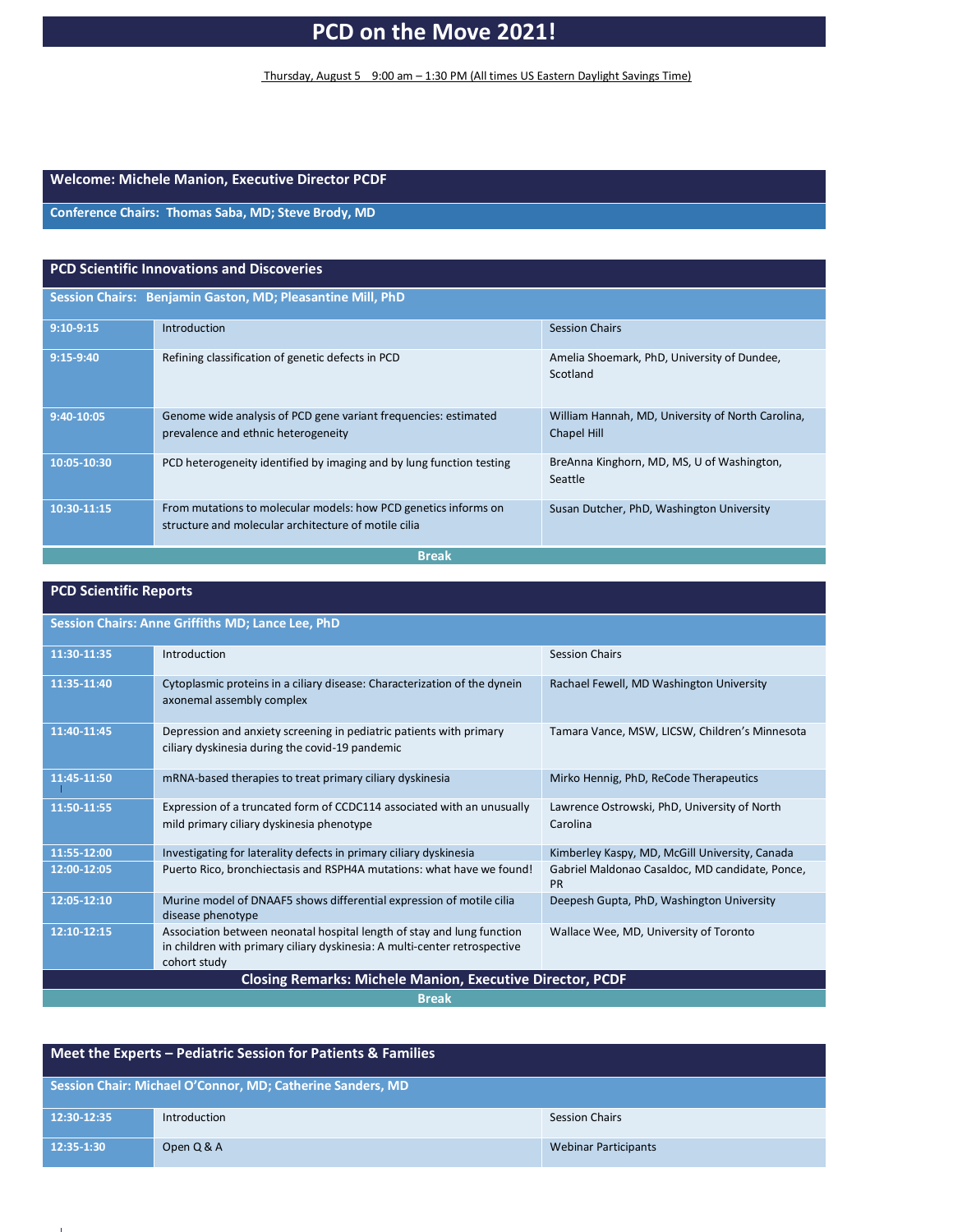# PCD on the Move 2021!

Thursday, August 5    9:00 am – 1:30 PM (All times US Eastern Daylight Savings Time)

## Welcome: Michele Manion, Executive Director PCDF

**Conference Chairs: Thomas Saba, MD; Steve Brody, MD**

## PCD Scientific Innovations and Discoveries

**Session Chairs: Benjamin Gaston, MD; Pleasantine Mill, PhD**

| | | |
|---|---|---|
| **9:10-9:15** | Introduction | Session Chairs |
| **9:15-9:40** | Refining classification of genetic defects in PCD | Amelia Shoemark, PhD, University of Dundee, Scotland |
| **9:40-10:05** | Genome wide analysis of PCD gene variant frequencies: estimated prevalence and ethnic heterogeneity | William Hannah, MD, University of North Carolina, Chapel Hill |
| **10:05-10:30** | PCD heterogeneity identified by imaging and by lung function testing | BreAnna Kinghorn, MD, MS, U of Washington, Seattle |
| **10:30-11:15** | From mutations to molecular models: how PCD genetics informs on structure and molecular architecture of motile cilia | Susan Dutcher, PhD, Washington University |

**Break**

## PCD Scientific Reports

**Session Chairs: Anne Griffiths MD; Lance Lee, PhD**

| | | |
|---|---|---|
| **11:30-11:35** | Introduction | Session Chairs |
| **11:35-11:40** | Cytoplasmic proteins in a ciliary disease: Characterization of the dynein axonemal assembly complex | Rachael Fewell, MD Washington University |
| **11:40-11:45** | Depression and anxiety screening in pediatric patients with primary ciliary dyskinesia during the covid-19 pandemic | Tamara Vance, MSW, LICSW, Children's Minnesota |
| **11:45-11:50** | mRNA-based therapies to treat primary ciliary dyskinesia | Mirko Hennig, PhD, ReCode Therapeutics |
| **11:50-11:55** | Expression of a truncated form of CCDC114 associated with an unusually mild primary ciliary dyskinesia phenotype | Lawrence Ostrowski, PhD, University of North Carolina |
| **11:55-12:00** | Investigating for laterality defects in primary ciliary dyskinesia | Kimberley Kaspy, MD, McGill University, Canada |
| **12:00-12:05** | Puerto Rico, bronchiectasis and RSPH4A mutations: what have we found! | Gabriel Maldonao Casaldoc, MD candidate, Ponce, PR |
| **12:05-12:10** | Murine model of DNAAF5 shows differential expression of motile cilia disease phenotype | Deepesh Gupta, PhD, Washington University |
| **12:10-12:15** | Association between neonatal hospital length of stay and lung function in children with primary ciliary dyskinesia: A multi-center retrospective cohort study | Wallace Wee, MD, University of Toronto |

**Closing Remarks: Michele Manion, Executive Director, PCDF**

**Break**

## Meet the Experts – Pediatric Session for Patients & Families

**Session Chair: Michael O'Connor, MD; Catherine Sanders, MD**

| | | |
|---|---|---|
| **12:30-12:35** | Introduction | Session Chairs |
| **12:35-1:30** | Open Q & A | Webinar Participants |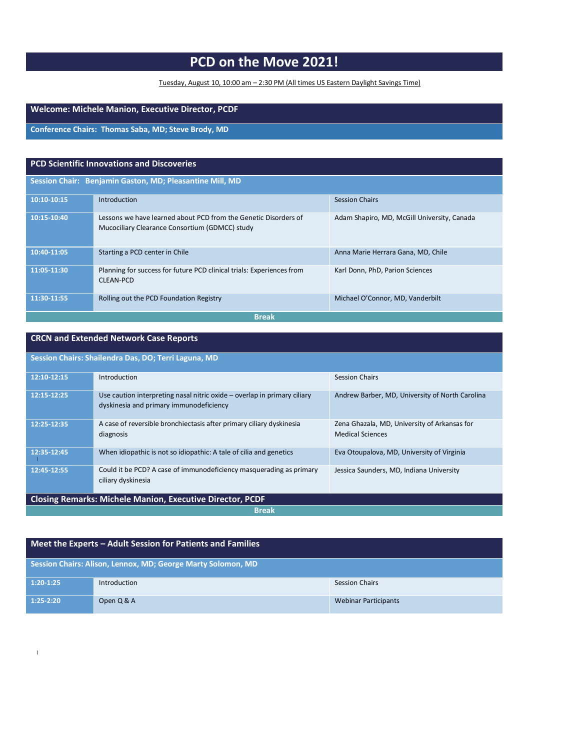# PCD on the Move 2021!

Tuesday, August 10, 10:00 am – 2:30 PM (All times US Eastern Daylight Savings Time)

**Welcome: Michele Manion, Executive Director, PCDF**

**Conference Chairs: Thomas Saba, MD; Steve Brody, MD**

## PCD Scientific Innovations and Discoveries

**Session Chair: Benjamin Gaston, MD; Pleasantine Mill, MD**

| | | |
|---|---|---|
| 10:10-10:15 | Introduction | Session Chairs |
| 10:15-10:40 | Lessons we have learned about PCD from the Genetic Disorders of Mucociliary Clearance Consortium (GDMCC) study | Adam Shapiro, MD, McGill University, Canada |
| 10:40-11:05 | Starting a PCD center in Chile | Anna Marie Herrara Gana, MD, Chile |
| 11:05-11:30 | Planning for success for future PCD clinical trials: Experiences from CLEAN-PCD | Karl Donn, PhD, Parion Sciences |
| 11:30-11:55 | Rolling out the PCD Foundation Registry | Michael O'Connor, MD, Vanderbilt |

**Break**

## CRCN and Extended Network Case Reports

**Session Chairs: Shailendra Das, DO; Terri Laguna, MD**

| | | |
|---|---|---|
| 12:10-12:15 | Introduction | Session Chairs |
| 12:15-12:25 | Use caution interpreting nasal nitric oxide – overlap in primary ciliary dyskinesia and primary immunodeficiency | Andrew Barber, MD, University of North Carolina |
| 12:25-12:35 | A case of reversible bronchiectasis after primary ciliary dyskinesia diagnosis | Zena Ghazala, MD, University of Arkansas for Medical Sciences |
| 12:35-12:45 | When idiopathic is not so idiopathic: A tale of cilia and genetics | Eva Otoupalova, MD, University of Virginia |
| 12:45-12:55 | Could it be PCD? A case of immunodeficiency masquerading as primary ciliary dyskinesia | Jessica Saunders, MD, Indiana University |

**Closing Remarks: Michele Manion, Executive Director, PCDF**

**Break**

## Meet the Experts – Adult Session for Patients and Families

**Session Chairs: Alison, Lennox, MD; George Marty Solomon, MD**

| | | |
|---|---|---|
| 1:20-1:25 | Introduction | Session Chairs |
| 1:25-2:20 | Open Q & A | Webinar Participants |